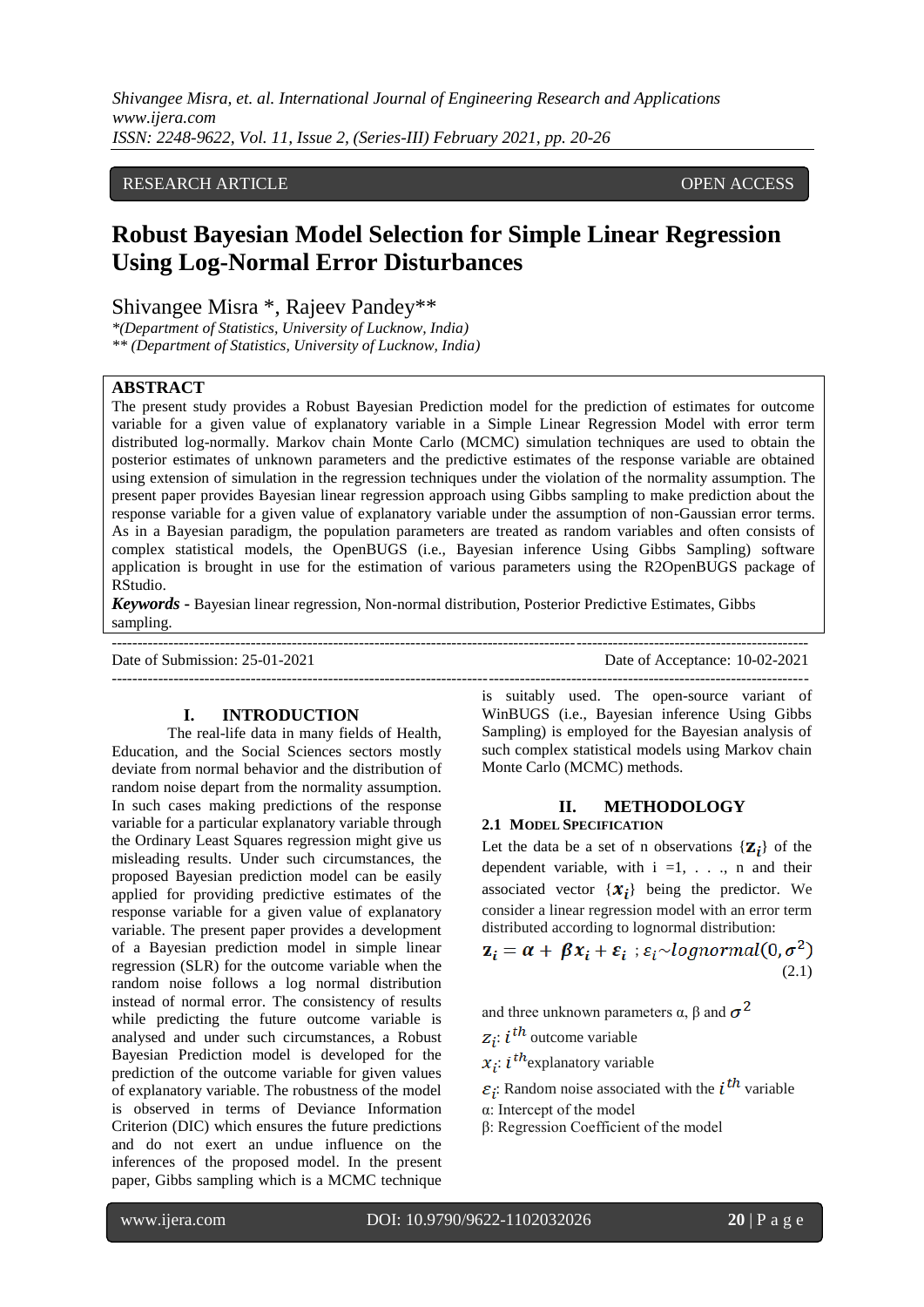RESEARCH ARTICLE OPEN ACCESS

# Robust Bayesian Model Selection for Simple Linear Regression Using Log-Normal Error Disturbances

Shivangee Misra *, Rajeev Pandey**

*(Department of Statistics, University of Lucknow, India)*
*** (Department of Statistics, University of Lucknow, India)*

## ABSTRACT

The present study provides a Robust Bayesian Prediction model for the prediction of estimates for outcome variable for a given value of explanatory variable in a Simple Linear Regression Model with error term distributed log-normally. Markov chain Monte Carlo (MCMC) simulation techniques are used to obtain the posterior estimates of unknown parameters and the predictive estimates of the response variable are obtained using extension of simulation in the regression techniques under the violation of the normality assumption. The present paper provides Bayesian linear regression approach using Gibbs sampling to make prediction about the response variable for a given value of explanatory variable under the assumption of non-Gaussian error terms. As in a Bayesian paradigm, the population parameters are treated as random variables and often consists of complex statistical models, the OpenBUGS (i.e., Bayesian inference Using Gibbs Sampling) software application is brought in use for the estimation of various parameters using the R2OpenBUGS package of RStudio.

***Keywords -*** Bayesian linear regression, Non-normal distribution, Posterior Predictive Estimates, Gibbs sampling.

Date of Submission: 25-01-2021 Date of Acceptance: 10-02-2021

## I. INTRODUCTION

The real-life data in many fields of Health, Education, and the Social Sciences sectors mostly deviate from normal behavior and the distribution of random noise depart from the normality assumption. In such cases making predictions of the response variable for a particular explanatory variable through the Ordinary Least Squares regression might give us misleading results. Under such circumstances, the proposed Bayesian prediction model can be easily applied for providing predictive estimates of the response variable for a given value of explanatory variable. The present paper provides a development of a Bayesian prediction model in simple linear regression (SLR) for the outcome variable when the random noise follows a log normal distribution instead of normal error. The consistency of results while predicting the future outcome variable is analysed and under such circumstances, a Robust Bayesian Prediction model is developed for the prediction of the outcome variable for given values of explanatory variable. The robustness of the model is observed in terms of Deviance Information Criterion (DIC) which ensures the future predictions and do not exert an undue influence on the inferences of the proposed model. In the present paper, Gibbs sampling which is a MCMC technique is suitably used. The open-source variant of WinBUGS (i.e., Bayesian inference Using Gibbs Sampling) is employed for the Bayesian analysis of such complex statistical models using Markov chain Monte Carlo (MCMC) methods.

## II. METHODOLOGY

### 2.1 MODEL SPECIFICATION

Let the data be a set of n observations $\{\mathbf{z}_i\}$ of the dependent variable, with i =1, . . ., n and their associated vector $\{\boldsymbol{x}_i\}$ being the predictor. We consider a linear regression model with an error term distributed according to lognormal distribution:

$$\mathbf{z}_i = \boldsymbol{\alpha} + \boldsymbol{\beta} \boldsymbol{x}_i + \boldsymbol{\varepsilon}_i \ ; \varepsilon_i \sim lognormal(0, \sigma^2) \tag{2.1}$$

and three unknown parameters α, β and $\sigma^2$

$z_i$: $i^{th}$ outcome variable

$x_i$: $i^{th}$ explanatory variable

$\varepsilon_i$: Random noise associated with the $i^{th}$ variable

α: Intercept of the model

β: Regression Coefficient of the model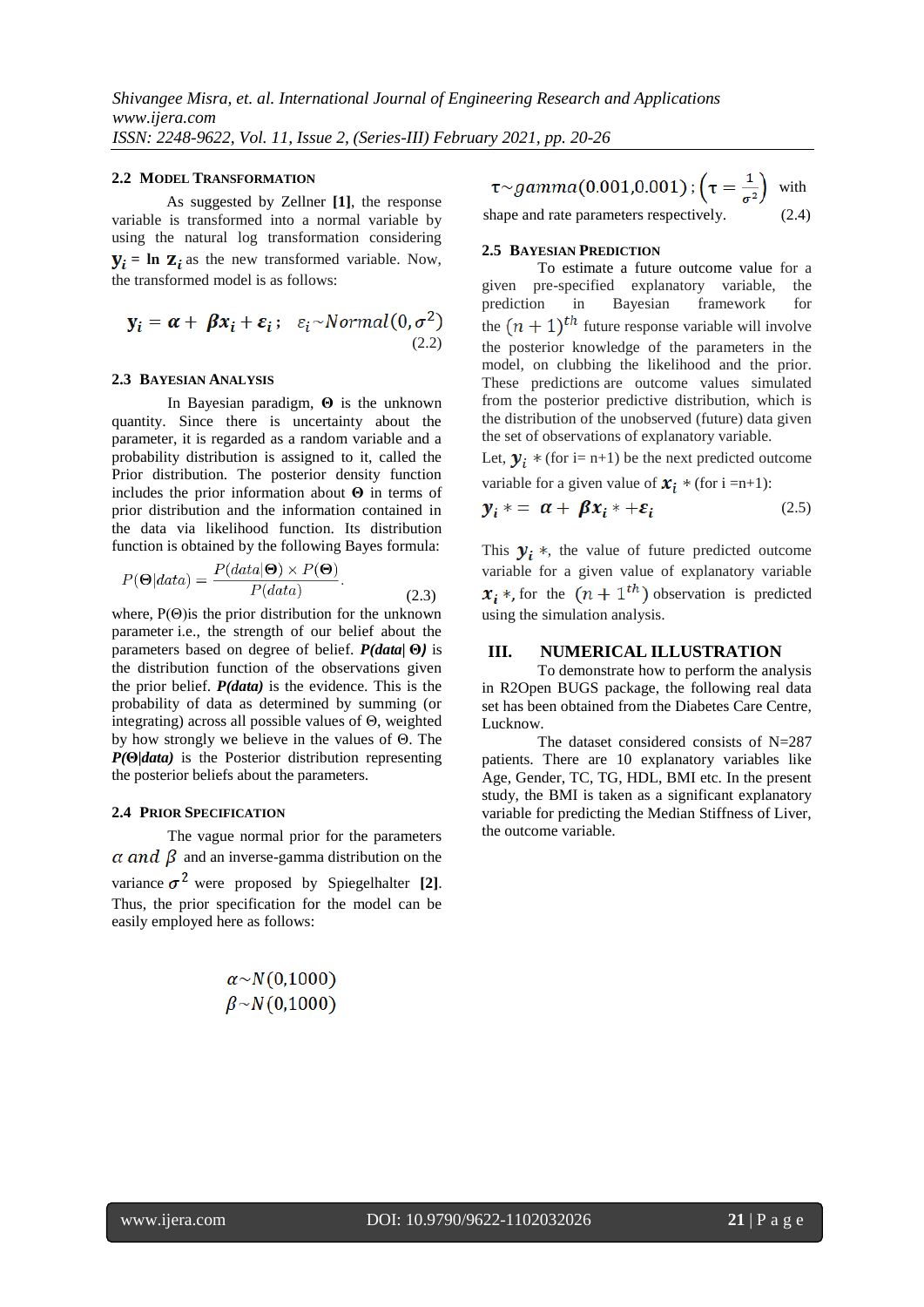### 2.2 Model Transformation

As suggested by Zellner **[1]**, the response variable is transformed into a normal variable by using the natural log transformation considering $\mathbf{y}_i = \ln \mathbf{z}_i$ as the new transformed variable. Now, the transformed model is as follows:

$$\mathbf{y}_i = \boldsymbol{\alpha} + \boldsymbol{\beta} \boldsymbol{x}_i + \boldsymbol{\varepsilon}_i \, ; \quad \varepsilon_i \sim Normal(0, \sigma^2) \tag{2.2}$$

### 2.3 Bayesian Analysis

In Bayesian paradigm, $\mathbf{\Theta}$ is the unknown quantity. Since there is uncertainty about the parameter, it is regarded as a random variable and a probability distribution is assigned to it, called the Prior distribution. The posterior density function includes the prior information about $\mathbf{\Theta}$ in terms of prior distribution and the information contained in the data via likelihood function. Its distribution function is obtained by the following Bayes formula:

$$P(\mathbf{\Theta}|data) = \frac{P(data|\mathbf{\Theta}) \times P(\mathbf{\Theta})}{P(data)}. \tag{2.3}$$

where, $P(\Theta)$ is the prior distribution for the unknown parameter i.e., the strength of our belief about the parameters based on degree of belief. ***P(data| Θ)*** is the distribution function of the observations given the prior belief. ***P(data)*** is the evidence. This is the probability of data as determined by summing (or integrating) across all possible values of $\Theta$, weighted by how strongly we believe in the values of $\Theta$. The ***P(Θ|data)*** is the Posterior distribution representing the posterior beliefs about the parameters.

### 2.4 Prior Specification

The vague normal prior for the parameters $\alpha$ *and* $\beta$ and an inverse-gamma distribution on the variance $\sigma^2$ were proposed by Spiegelhalter **[2]**. Thus, the prior specification for the model can be easily employed here as follows:

$$\alpha \sim N(0{,}1000)$$
$$\beta \sim N(0{,}1000)$$

$$\tau \sim gamma(0.001{,}0.001)\, ; \left(\tau = \frac{1}{\sigma^2}\right) \text{ with}$$

shape and rate parameters respectively. (2.4)

### 2.5 Bayesian Prediction

To estimate a future outcome value for a given pre-specified explanatory variable, the prediction in Bayesian framework for the $(n+1)^{th}$ future response variable will involve the posterior knowledge of the parameters in the model, on clubbing the likelihood and the prior. These predictions are outcome values simulated from the posterior predictive distribution, which is the distribution of the unobserved (future) data given the set of observations of explanatory variable.

Let, $\boldsymbol{y}_i *$ (for i= n+1) be the next predicted outcome variable for a given value of $\boldsymbol{x}_i *$ (for i =n+1):

$$\boldsymbol{y}_i * = \boldsymbol{\alpha} + \boldsymbol{\beta} \boldsymbol{x}_i * + \boldsymbol{\varepsilon}_i \tag{2.5}$$

This $\boldsymbol{y}_i *$, the value of future predicted outcome variable for a given value of explanatory variable $\boldsymbol{x}_i *$, for the $(n + 1^{th})$ observation is predicted using the simulation analysis.

## III. NUMERICAL ILLUSTRATION

To demonstrate how to perform the analysis in R2Open BUGS package, the following real data set has been obtained from the Diabetes Care Centre, Lucknow.

The dataset considered consists of N=287 patients. There are 10 explanatory variables like Age, Gender, TC, TG, HDL, BMI etc. In the present study, the BMI is taken as a significant explanatory variable for predicting the Median Stiffness of Liver, the outcome variable.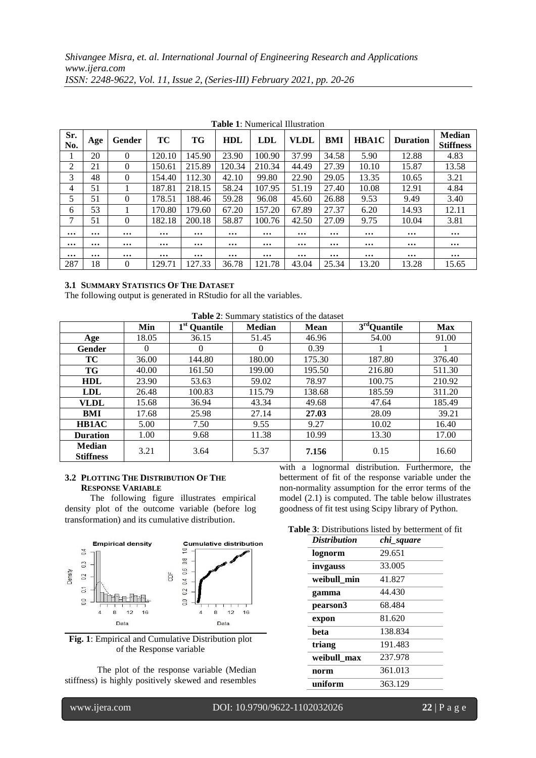**Table 1**: Numerical Illustration

| Sr. No. | Age | Gender | TC | TG | HDL | LDL | VLDL | BMI | HBA1C | Duration | Median Stiffness |
|---|---|---|---|---|---|---|---|---|---|---|---|
| 1 | 20 | 0 | 120.10 | 145.90 | 23.90 | 100.90 | 37.99 | 34.58 | 5.90 | 12.88 | 4.83 |
| 2 | 21 | 0 | 150.61 | 215.89 | 120.34 | 210.34 | 44.49 | 27.39 | 10.10 | 15.87 | 13.58 |
| 3 | 48 | 0 | 154.40 | 112.30 | 42.10 | 99.80 | 22.90 | 29.05 | 13.35 | 10.65 | 3.21 |
| 4 | 51 | 1 | 187.81 | 218.15 | 58.24 | 107.95 | 51.19 | 27.40 | 10.08 | 12.91 | 4.84 |
| 5 | 51 | 0 | 178.51 | 188.46 | 59.28 | 96.08 | 45.60 | 26.88 | 9.53 | 9.49 | 3.40 |
| 6 | 53 | 1 | 170.80 | 179.60 | 67.20 | 157.20 | 67.89 | 27.37 | 6.20 | 14.93 | 12.11 |
| 7 | 51 | 0 | 182.18 | 200.18 | 58.87 | 100.76 | 42.50 | 27.09 | 9.75 | 10.04 | 3.81 |
| … | … | … | … | … | … | … | … | … | … | … | … |
| … | … | … | … | … | … | … | … | … | … | … | … |
| … | … | … | … | … | … | … | … | … | … | … | … |
| 287 | 18 | 0 | 129.71 | 127.33 | 36.78 | 121.78 | 43.04 | 25.34 | 13.20 | 13.28 | 15.65 |

### 3.1 SUMMARY STATISTICS OF THE DATASET

The following output is generated in RStudio for all the variables.

**Table 2**: Summary statistics of the dataset

| | Min | 1st Quantile | Median | Mean | 3rd Quantile | Max |
|---|---|---|---|---|---|---|
| **Age** | 18.05 | 36.15 | 51.45 | 46.96 | 54.00 | 91.00 |
| **Gender** | 0 | 0 | 0 | 0.39 | 1 | 1 |
| **TC** | 36.00 | 144.80 | 180.00 | 175.30 | 187.80 | 376.40 |
| **TG** | 40.00 | 161.50 | 199.00 | 195.50 | 216.80 | 511.30 |
| **HDL** | 23.90 | 53.63 | 59.02 | 78.97 | 100.75 | 210.92 |
| **LDL** | 26.48 | 100.83 | 115.79 | 138.68 | 185.59 | 311.20 |
| **VLDL** | 15.68 | 36.94 | 43.34 | 49.68 | 47.64 | 185.49 |
| **BMI** | 17.68 | 25.98 | 27.14 | **27.03** | 28.09 | 39.21 |
| **HB1AC** | 5.00 | 7.50 | 9.55 | 9.27 | 10.02 | 16.40 |
| **Duration** | 1.00 | 9.68 | 11.38 | 10.99 | 13.30 | 17.00 |
| **Median Stiffness** | 3.21 | 3.64 | 5.37 | **7.156** | 0.15 | 16.60 |

### 3.2 PLOTTING THE DISTRIBUTION OF THE RESPONSE VARIABLE

The following figure illustrates empirical density plot of the outcome variable (before log transformation) and its cumulative distribution.

**Fig. 1**: Empirical and Cumulative Distribution plot of the Response variable

The plot of the response variable (Median stiffness) is highly positively skewed and resembles with a lognormal distribution. Furthermore, the betterment of fit of the response variable under the non-normality assumption for the error terms of the model (2.1) is computed. The table below illustrates goodness of fit test using Scipy library of Python.

**Table 3**: Distributions listed by betterment of fit

| *Distribution* | *chi_square* |
|---|---|
| **lognorm** | 29.651 |
| **invgauss** | 33.005 |
| **weibull_min** | 41.827 |
| **gamma** | 44.430 |
| **pearson3** | 68.484 |
| **expon** | 81.620 |
| **beta** | 138.834 |
| **triang** | 191.483 |
| **weibull_max** | 237.978 |
| **norm** | 361.013 |
| **uniform** | 363.129 |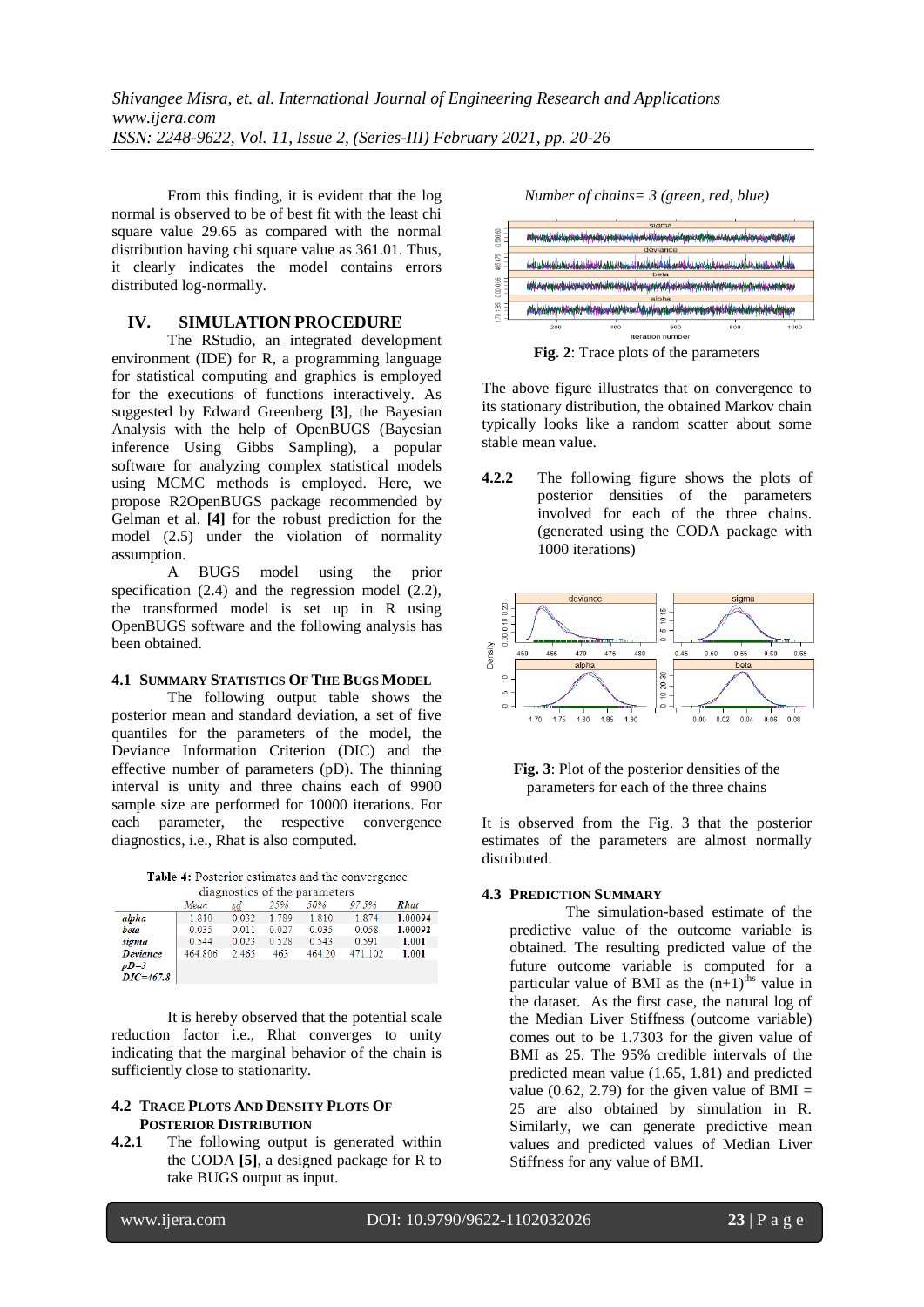From this finding, it is evident that the log normal is observed to be of best fit with the least chi square value 29.65 as compared with the normal distribution having chi square value as 361.01. Thus, it clearly indicates the model contains errors distributed log-normally.

## IV. SIMULATION PROCEDURE

The RStudio, an integrated development environment (IDE) for R, a programming language for statistical computing and graphics is employed for the executions of functions interactively. As suggested by Edward Greenberg **[3]**, the Bayesian Analysis with the help of OpenBUGS (Bayesian inference Using Gibbs Sampling), a popular software for analyzing complex statistical models using MCMC methods is employed. Here, we propose R2OpenBUGS package recommended by Gelman et al. **[4]** for the robust prediction for the model (2.5) under the violation of normality assumption.

A BUGS model using the prior specification (2.4) and the regression model (2.2), the transformed model is set up in R using OpenBUGS software and the following analysis has been obtained.

### 4.1 SUMMARY STATISTICS OF THE BUGS MODEL

The following output table shows the posterior mean and standard deviation, a set of five quantiles for the parameters of the model, the Deviance Information Criterion (DIC) and the effective number of parameters (pD). The thinning interval is unity and three chains each of 9900 sample size are performed for 10000 iterations. For each parameter, the respective convergence diagnostics, i.e., Rhat is also computed.

**Table 4:** Posterior estimates and the convergence diagnostics of the parameters

| | *Mean* | *sd* | *25%* | *50%* | *97.5%* | *Rhat* |
|---|---|---|---|---|---|---|
| *alpha* | 1.810 | 0.032 | 1.789 | 1.810 | 1.874 | **1.00094** |
| *beta* | 0.035 | 0.011 | 0.027 | 0.035 | 0.058 | **1.00092** |
| *sigma* | 0.544 | 0.023 | 0.528 | 0.543 | 0.591 | 1.001 |
| *Deviance* | 464.806 | 2.465 | 463 | 464.20 | 471.102 | 1.001 |
| *pD=3* | | | | | | |
| *DIC=467.8* | | | | | | |

It is hereby observed that the potential scale reduction factor i.e., Rhat converges to unity indicating that the marginal behavior of the chain is sufficiently close to stationarity.

### 4.2 TRACE PLOTS AND DENSITY PLOTS OF POSTERIOR DISTRIBUTION

**4.2.1** The following output is generated within the CODA **[5]**, a designed package for R to take BUGS output as input.

*Number of chains= 3 (green, red, blue)*

**Fig. 2**: Trace plots of the parameters

The above figure illustrates that on convergence to its stationary distribution, the obtained Markov chain typically looks like a random scatter about some stable mean value.

**4.2.2** The following figure shows the plots of posterior densities of the parameters involved for each of the three chains. (generated using the CODA package with 1000 iterations)

**Fig. 3**: Plot of the posterior densities of the parameters for each of the three chains

It is observed from the Fig. 3 that the posterior estimates of the parameters are almost normally distributed.

### 4.3 PREDICTION SUMMARY

The simulation-based estimate of the predictive value of the outcome variable is obtained. The resulting predicted value of the future outcome variable is computed for a particular value of BMI as the $(n+1)^{ths}$ value in the dataset. As the first case, the natural log of the Median Liver Stiffness (outcome variable) comes out to be 1.7303 for the given value of BMI as 25. The 95% credible intervals of the predicted mean value (1.65, 1.81) and predicted value (0.62, 2.79) for the given value of BMI = 25 are also obtained by simulation in R. Similarly, we can generate predictive mean values and predicted values of Median Liver Stiffness for any value of BMI.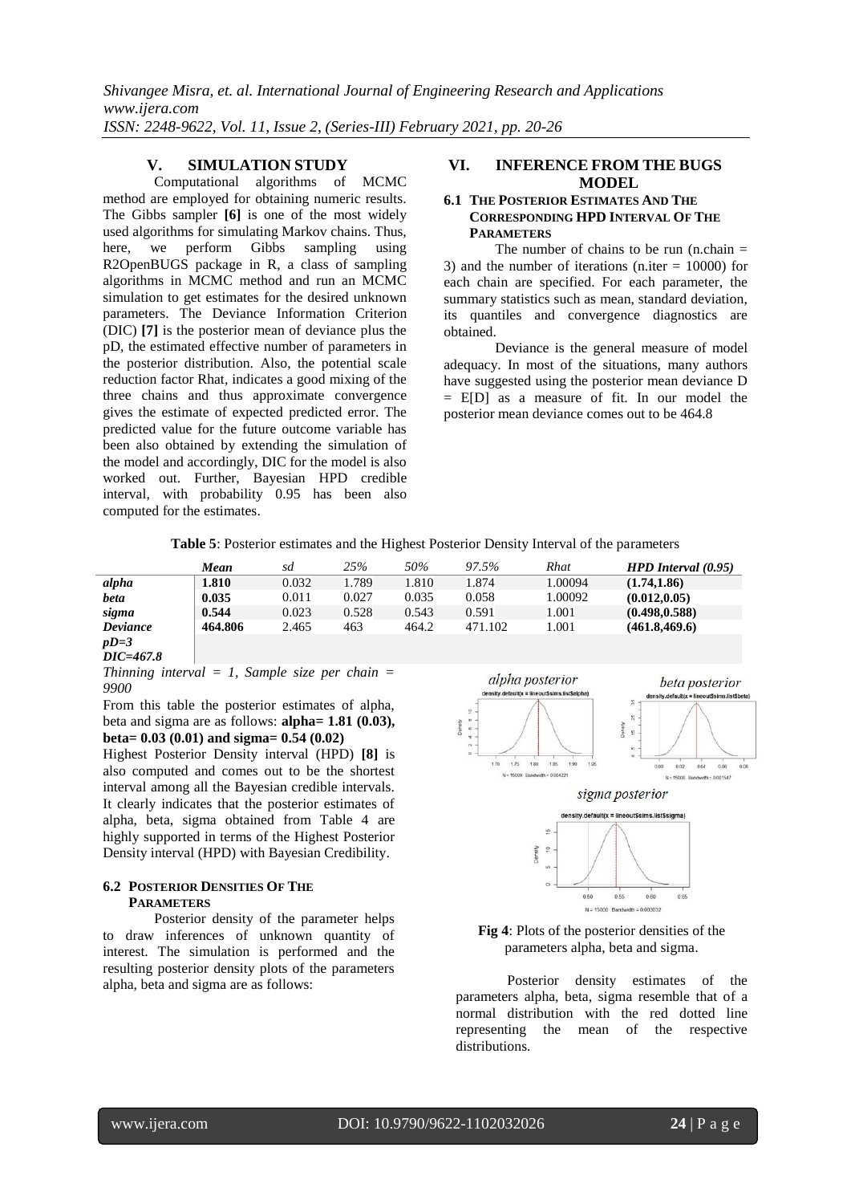## V. SIMULATION STUDY

Computational algorithms of MCMC method are employed for obtaining numeric results. The Gibbs sampler **[6]** is one of the most widely used algorithms for simulating Markov chains. Thus, here, we perform Gibbs sampling using R2OpenBUGS package in R, a class of sampling algorithms in MCMC method and run an MCMC simulation to get estimates for the desired unknown parameters. The Deviance Information Criterion (DIC) **[7]** is the posterior mean of deviance plus the pD, the estimated effective number of parameters in the posterior distribution. Also, the potential scale reduction factor Rhat, indicates a good mixing of the three chains and thus approximate convergence gives the estimate of expected predicted error. The predicted value for the future outcome variable has been also obtained by extending the simulation of the model and accordingly, DIC for the model is also worked out. Further, Bayesian HPD credible interval, with probability 0.95 has been also computed for the estimates.

## VI. INFERENCE FROM THE BUGS MODEL

### 6.1 THE POSTERIOR ESTIMATES AND THE CORRESPONDING HPD INTERVAL OF THE PARAMETERS

The number of chains to be run (n.chain = 3) and the number of iterations (n.iter = 10000) for each chain are specified. For each parameter, the summary statistics such as mean, standard deviation, its quantiles and convergence diagnostics are obtained.

Deviance is the general measure of model adequacy. In most of the situations, many authors have suggested using the posterior mean deviance D = E[D] as a measure of fit. In our model the posterior mean deviance comes out to be 464.8

**Table 5**: Posterior estimates and the Highest Posterior Density Interval of the parameters

| | *Mean* | *sd* | *25%* | *50%* | *97.5%* | *Rhat* | *HPD Interval (0.95)* |
|---|---|---|---|---|---|---|---|
| ***alpha*** | **1.810** | 0.032 | 1.789 | 1.810 | 1.874 | 1.00094 | **(1.74,1.86)** |
| ***beta*** | **0.035** | 0.011 | 0.027 | 0.035 | 0.058 | 1.00092 | **(0.012,0.05)** |
| ***sigma*** | **0.544** | 0.023 | 0.528 | 0.543 | 0.591 | 1.001 | **(0.498,0.588)** |
| ***Deviance*** | **464.806** | 2.465 | 463 | 464.2 | 471.102 | 1.001 | **(461.8,469.6)** |
| ***pD=3*** | | | | | | | |
| ***DIC=467.8*** | | | | | | | |

*Thinning interval = 1, Sample size per chain = 9900*

From this table the posterior estimates of alpha, beta and sigma are as follows: **alpha= 1.81 (0.03), beta= 0.03 (0.01) and sigma= 0.54 (0.02)**

Highest Posterior Density interval (HPD) **[8]** is also computed and comes out to be the shortest interval among all the Bayesian credible intervals. It clearly indicates that the posterior estimates of alpha, beta, sigma obtained from Table 4 are highly supported in terms of the Highest Posterior Density interval (HPD) with Bayesian Credibility.

### 6.2 POSTERIOR DENSITIES OF THE PARAMETERS

Posterior density of the parameter helps to draw inferences of unknown quantity of interest. The simulation is performed and the resulting posterior density plots of the parameters alpha, beta and sigma are as follows:

**Fig 4**: Plots of the posterior densities of the parameters alpha, beta and sigma.

Posterior density estimates of the parameters alpha, beta, sigma resemble that of a normal distribution with the red dotted line representing the mean of the respective distributions.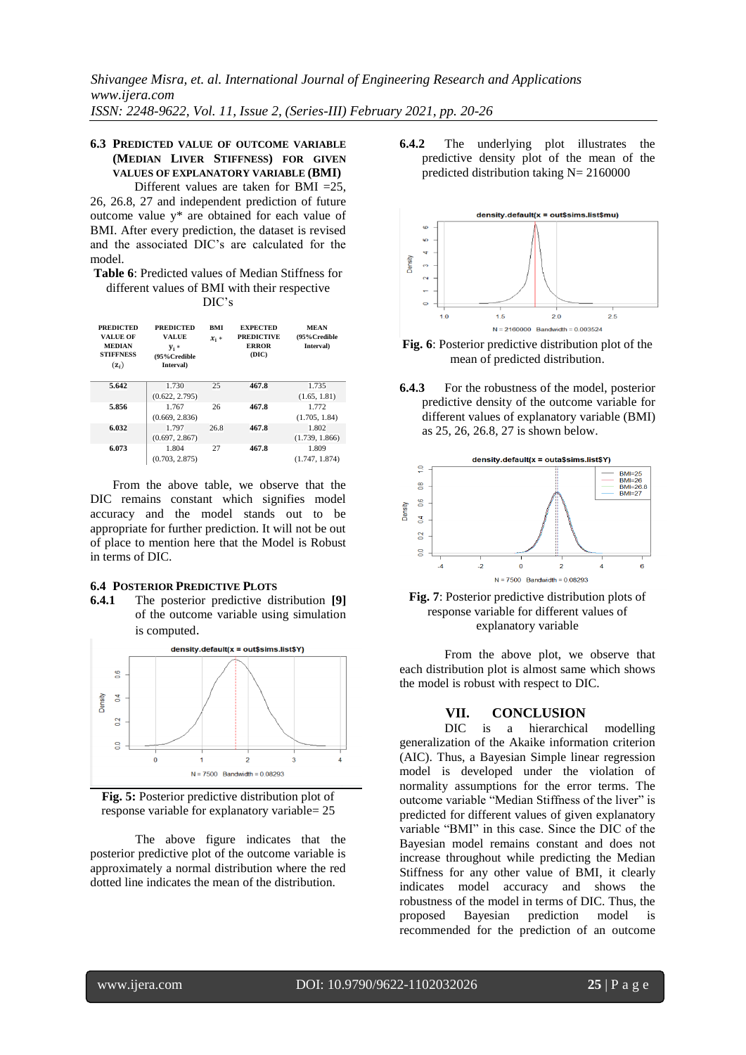### 6.3 Predicted value of outcome variable (Median Liver Stiffness) for given values of explanatory variable (BMI)

Different values are taken for BMI =25, 26, 26.8, 27 and independent prediction of future outcome value y* are obtained for each value of BMI. After every prediction, the dataset is revised and the associated DIC's are calculated for the model.

**Table 6**: Predicted values of Median Stiffness for different values of BMI with their respective DIC's

| PREDICTED VALUE OF MEDIAN STIFFNESS ($z_i$) | PREDICTED VALUE $y_i$* (95%Credible Interval) | BMI $x_i$* | EXPECTED PREDICTIVE ERROR (DIC) | MEAN (95%Credible Interval) |
|---|---|---|---|---|
| **5.642** | 1.730 (0.622, 2.795) | 25 | **467.8** | 1.735 (1.65, 1.81) |
| **5.856** | 1.767 (0.669, 2.836) | 26 | **467.8** | 1.772 (1.705, 1.84) |
| **6.032** | 1.797 (0.697, 2.867) | 26.8 | **467.8** | 1.802 (1.739, 1.866) |
| **6.073** | 1.804 (0.703, 2.875) | 27 | **467.8** | 1.809 (1.747, 1.874) |

From the above table, we observe that the DIC remains constant which signifies model accuracy and the model stands out to be appropriate for further prediction. It will not be out of place to mention here that the Model is Robust in terms of DIC.

### 6.4 Posterior Predictive Plots

**6.4.1** The posterior predictive distribution **[9]** of the outcome variable using simulation is computed.

**Fig. 5:** Posterior predictive distribution plot of response variable for explanatory variable= 25

The above figure indicates that the posterior predictive plot of the outcome variable is approximately a normal distribution where the red dotted line indicates the mean of the distribution.

**6.4.2** The underlying plot illustrates the predictive density plot of the mean of the predicted distribution taking N= 2160000

**Fig. 6**: Posterior predictive distribution plot of the mean of predicted distribution.

**6.4.3** For the robustness of the model, posterior predictive density of the outcome variable for different values of explanatory variable (BMI) as 25, 26, 26.8, 27 is shown below.

**Fig. 7**: Posterior predictive distribution plots of response variable for different values of explanatory variable

From the above plot, we observe that each distribution plot is almost same which shows the model is robust with respect to DIC.

## VII. CONCLUSION

DIC is a hierarchical modelling generalization of the Akaike information criterion (AIC). Thus, a Bayesian Simple linear regression model is developed under the violation of normality assumptions for the error terms. The outcome variable "Median Stiffness of the liver" is predicted for different values of given explanatory variable "BMI" in this case. Since the DIC of the Bayesian model remains constant and does not increase throughout while predicting the Median Stiffness for any other value of BMI, it clearly indicates model accuracy and shows the robustness of the model in terms of DIC. Thus, the proposed Bayesian prediction model is recommended for the prediction of an outcome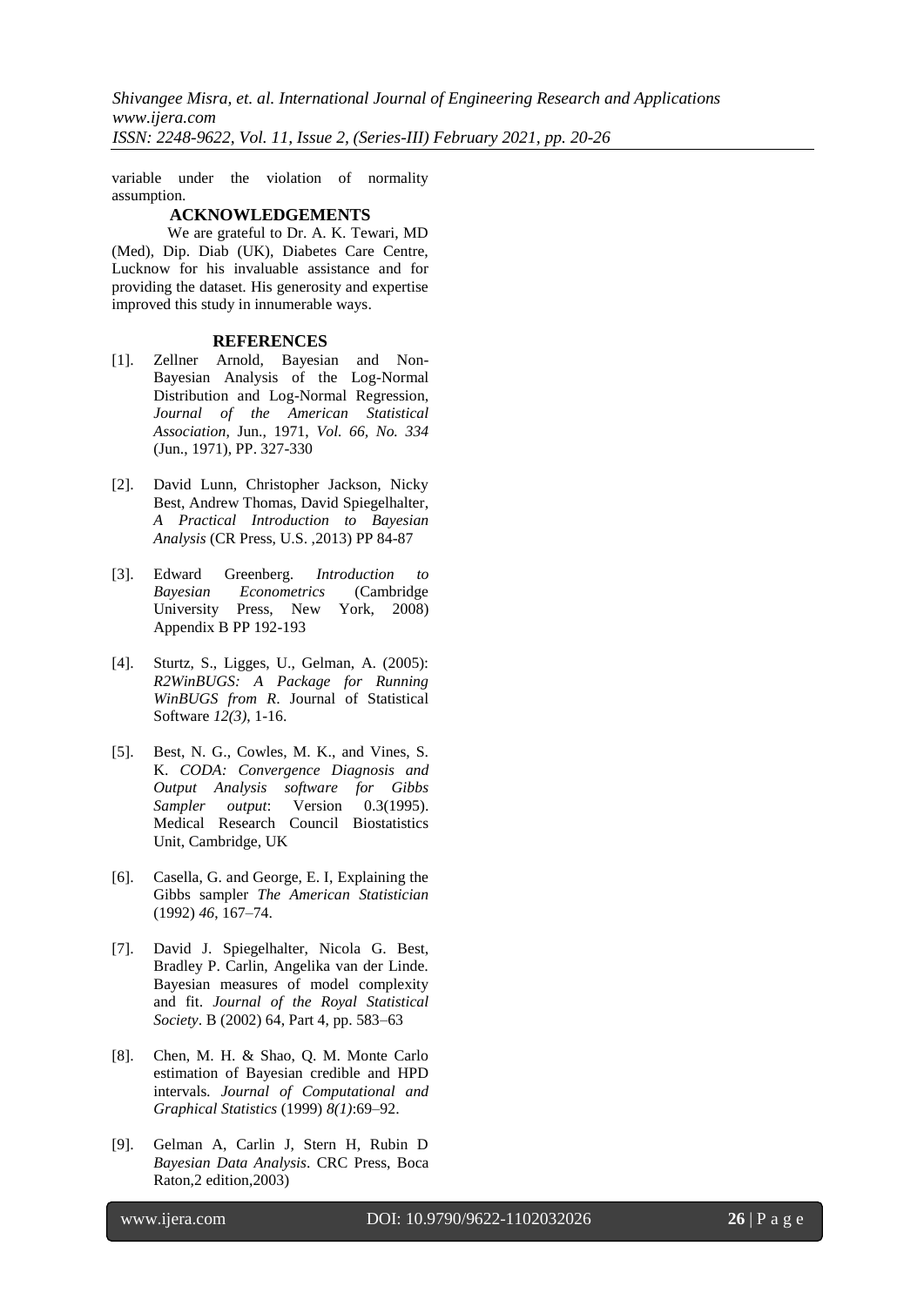variable under the violation of normality assumption.

## ACKNOWLEDGEMENTS

We are grateful to Dr. A. K. Tewari, MD (Med), Dip. Diab (UK), Diabetes Care Centre, Lucknow for his invaluable assistance and for providing the dataset. His generosity and expertise improved this study in innumerable ways.

## REFERENCES

[1]. Zellner Arnold, Bayesian and Non-Bayesian Analysis of the Log-Normal Distribution and Log-Normal Regression, *Journal of the American Statistical Association*, Jun., 1971, *Vol. 66, No. 334* (Jun., 1971), PP. 327-330

[2]. David Lunn, Christopher Jackson, Nicky Best, Andrew Thomas, David Spiegelhalter, *A Practical Introduction to Bayesian Analysis* (CR Press, U.S. ,2013) PP 84-87

[3]. Edward Greenberg. *Introduction to Bayesian Econometrics* (Cambridge University Press, New York, 2008) Appendix B PP 192-193

[4]. Sturtz, S., Ligges, U., Gelman, A. (2005): *R2WinBUGS: A Package for Running WinBUGS from R*. Journal of Statistical Software *12(3)*, 1-16.

[5]. Best, N. G., Cowles, M. K., and Vines, S. K. *CODA: Convergence Diagnosis and Output Analysis software for Gibbs Sampler output*: Version 0.3(1995). Medical Research Council Biostatistics Unit, Cambridge, UK

[6]. Casella, G. and George, E. I, Explaining the Gibbs sampler *The American Statistician* (1992) *46*, 167–74.

[7]. David J. Spiegelhalter, Nicola G. Best, Bradley P. Carlin, Angelika van der Linde. Bayesian measures of model complexity and fit. *Journal of the Royal Statistical Society*. B (2002) 64, Part 4, pp. 583–63

[8]. Chen, M. H. & Shao, Q. M. Monte Carlo estimation of Bayesian credible and HPD intervals. *Journal of Computational and Graphical Statistics* (1999) *8(1)*:69–92.

[9]. Gelman A, Carlin J, Stern H, Rubin D *Bayesian Data Analysis*. CRC Press, Boca Raton,2 edition,2003)